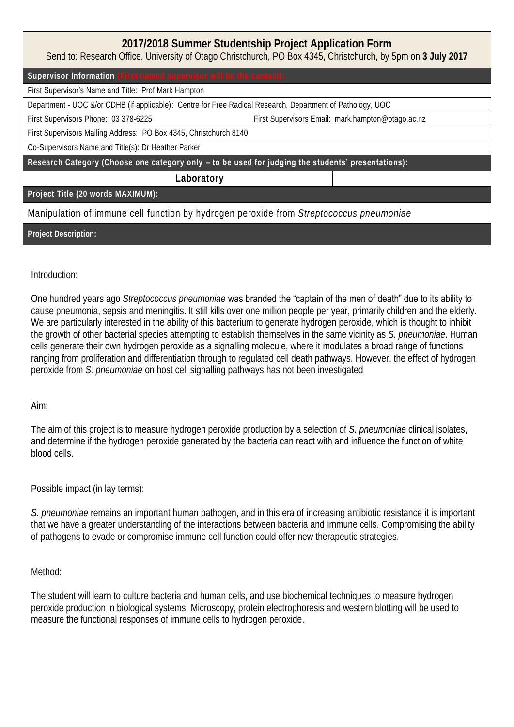# 2017/2018 Summer Studentship Project Application Form

Send to: Research Office, University of Otago Christchurch, PO Box 4345, Christchurch, by 5pm on **3 July 2017**

| **Supervisor Information (First named supervisor will be the contact):** | |
|---|---|
| First Supervisor's Name and Title: Prof Mark Hampton | |
| Department - UOC &/or CDHB (if applicable): Centre for Free Radical Research, Department of Pathology, UOC | |
| First Supervisors Phone: 03 378-6225 | First Supervisors Email: mark.hampton@otago.ac.nz |
| First Supervisors Mailing Address: PO Box 4345, Christchurch 8140 | |
| Co-Supervisors Name and Title(s): Dr Heather Parker | |

**Research Category (Choose one category only – to be used for judging the students' presentations):**

**Laboratory**

**Project Title (20 words MAXIMUM):**

Manipulation of immune cell function by hydrogen peroxide from *Streptococcus pneumoniae*

**Project Description:**

Introduction:

One hundred years ago *Streptococcus pneumoniae* was branded the "captain of the men of death" due to its ability to cause pneumonia, sepsis and meningitis. It still kills over one million people per year, primarily children and the elderly. We are particularly interested in the ability of this bacterium to generate hydrogen peroxide, which is thought to inhibit the growth of other bacterial species attempting to establish themselves in the same vicinity as *S. pneumoniae*. Human cells generate their own hydrogen peroxide as a signalling molecule, where it modulates a broad range of functions ranging from proliferation and differentiation through to regulated cell death pathways. However, the effect of hydrogen peroxide from *S. pneumoniae* on host cell signalling pathways has not been investigated

Aim:

The aim of this project is to measure hydrogen peroxide production by a selection of *S. pneumoniae* clinical isolates, and determine if the hydrogen peroxide generated by the bacteria can react with and influence the function of white blood cells.

Possible impact (in lay terms):

*S. pneumoniae* remains an important human pathogen, and in this era of increasing antibiotic resistance it is important that we have a greater understanding of the interactions between bacteria and immune cells. Compromising the ability of pathogens to evade or compromise immune cell function could offer new therapeutic strategies.

Method:

The student will learn to culture bacteria and human cells, and use biochemical techniques to measure hydrogen peroxide production in biological systems. Microscopy, protein electrophoresis and western blotting will be used to measure the functional responses of immune cells to hydrogen peroxide.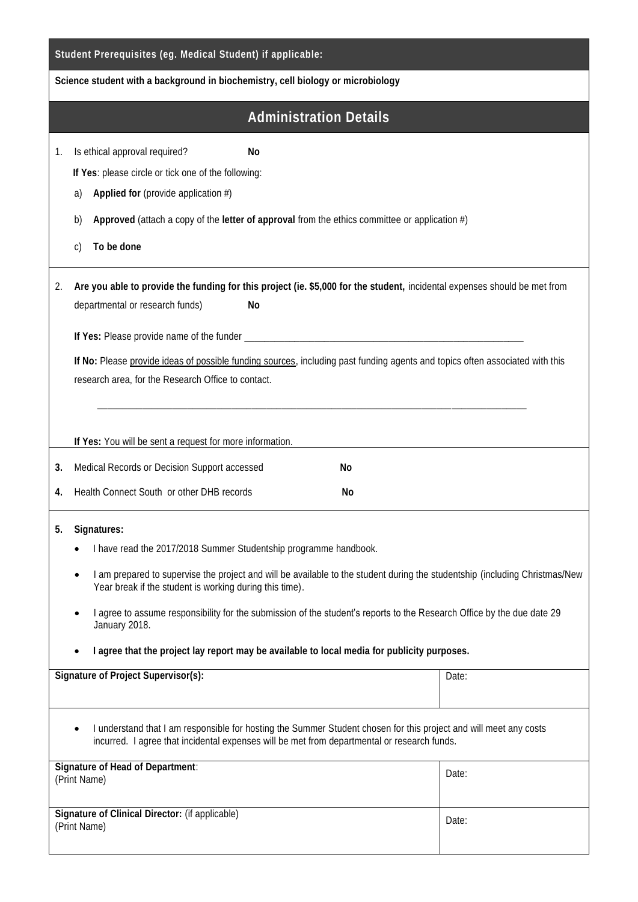**Student Prerequisites (eg. Medical Student) if applicable:**

**Science student with a background in biochemistry, cell biology or microbiology**

## Administration Details

1. Is ethical approval required? **No**

   **If Yes**: please circle or tick one of the following:

   a) **Applied for** (provide application #)

   b) **Approved** (attach a copy of the **letter of approval** from the ethics committee or application #)

   c) **To be done**

2. **Are you able to provide the funding for this project (ie. $5,000 for the student,** incidental expenses should be met from departmental or research funds) **No**

   **If Yes:** Please provide name of the funder ___________________________________________________________

   **If No:** Please provide ideas of possible funding sources, including past funding agents and topics often associated with this research area, for the Research Office to contact.

   ___________________________________________________________________________________________

   **If Yes:** You will be sent a request for more information.

**3.** Medical Records or Decision Support accessed **No**

**4.** Health Connect South or other DHB records **No**

**5.** **Signatures:**

- I have read the 2017/2018 Summer Studentship programme handbook.
- I am prepared to supervise the project and will be available to the student during the studentship (including Christmas/New Year break if the student is working during this time).
- I agree to assume responsibility for the submission of the student's reports to the Research Office by the due date 29 January 2018.
- **I agree that the project lay report may be available to local media for publicity purposes.**

| | |
|---|---|
| **Signature of Project Supervisor(s):** | Date: |

- I understand that I am responsible for hosting the Summer Student chosen for this project and will meet any costs incurred. I agree that incidental expenses will be met from departmental or research funds.

| | |
|---|---|
| **Signature of Head of Department**:<br>(Print Name) | Date: |
| **Signature of Clinical Director:** (if applicable)<br>(Print Name) | Date: |